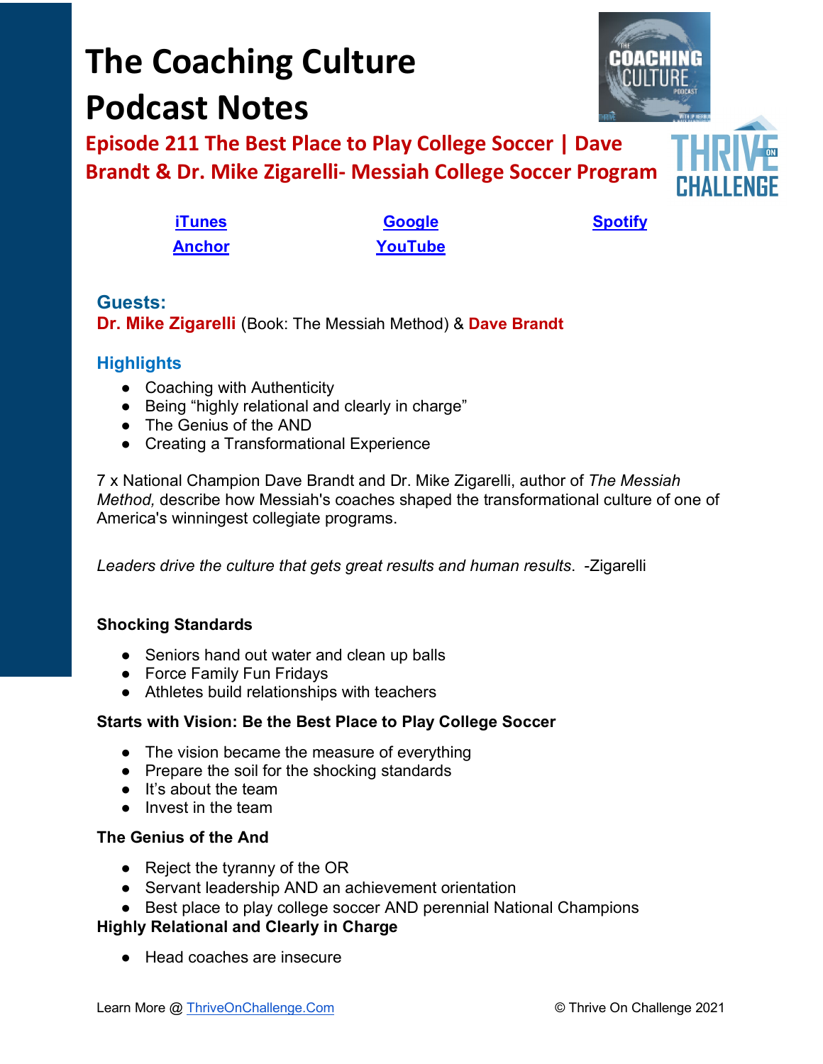# The Coaching Culture Podcast Notes

## Episode 211 The Best Place to Play College Soccer | Dave Brandt & Dr. Mike Zigarelli- Messiah College Soccer Program

iTunes | Google | Spotify
Anchor | YouTube

### Guests:

**Dr. Mike Zigarelli** (Book: The Messiah Method) & **Dave Brandt**

### Highlights

- Coaching with Authenticity
- Being "highly relational and clearly in charge"
- The Genius of the AND
- Creating a Transformational Experience

7 x National Champion Dave Brandt and Dr. Mike Zigarelli, author of *The Messiah Method,* describe how Messiah's coaches shaped the transformational culture of one of America's winningest collegiate programs.

*Leaders drive the culture that gets great results and human results*. -Zigarelli

**Shocking Standards**

- Seniors hand out water and clean up balls
- Force Family Fun Fridays
- Athletes build relationships with teachers

**Starts with Vision: Be the Best Place to Play College Soccer**

- The vision became the measure of everything
- Prepare the soil for the shocking standards
- It's about the team
- Invest in the team

**The Genius of the And**

- Reject the tyranny of the OR
- Servant leadership AND an achievement orientation
- Best place to play college soccer AND perennial National Champions

**Highly Relational and Clearly in Charge**

- Head coaches are insecure

Learn More @ ThriveOnChallenge.Com © Thrive On Challenge 2021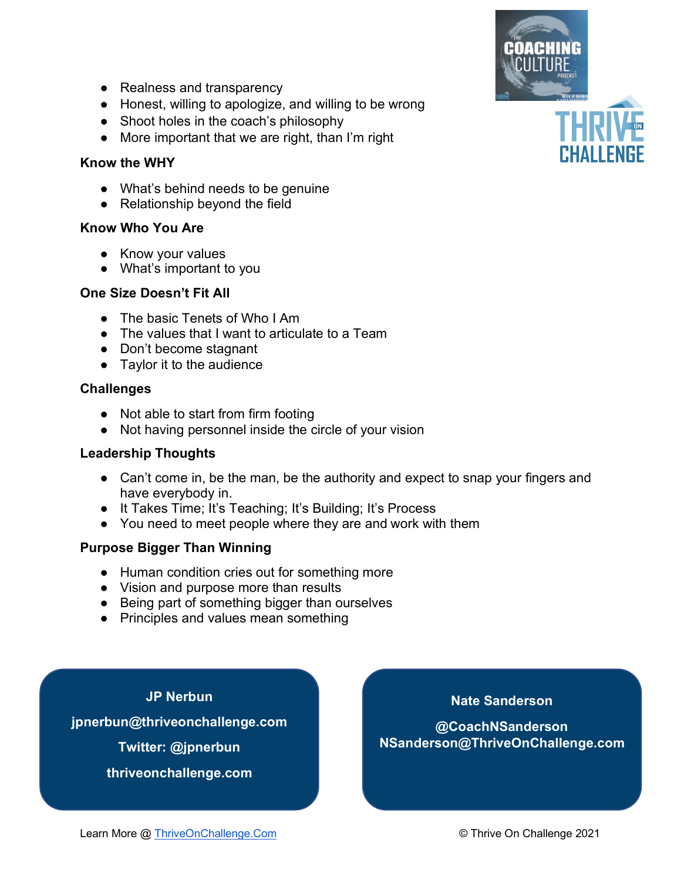- Realness and transparency
- Honest, willing to apologize, and willing to be wrong
- Shoot holes in the coach's philosophy
- More important that we are right, than I'm right

**Know the WHY**

- What's behind needs to be genuine
- Relationship beyond the field

**Know Who You Are**

- Know your values
- What's important to you

**One Size Doesn't Fit All**

- The basic Tenets of Who I Am
- The values that I want to articulate to a Team
- Don't become stagnant
- Taylor it to the audience

**Challenges**

- Not able to start from firm footing
- Not having personnel inside the circle of your vision

**Leadership Thoughts**

- Can't come in, be the man, be the authority and expect to snap your fingers and have everybody in.
- It Takes Time; It's Teaching; It's Building; It's Process
- You need to meet people where they are and work with them

**Purpose Bigger Than Winning**

- Human condition cries out for something more
- Vision and purpose more than results
- Being part of something bigger than ourselves
- Principles and values mean something

**JP Nerbun**

**jpnerbun@thriveonchallenge.com**

**Twitter: @jpnerbun**

**thriveonchallenge.com**

**Nate Sanderson**

**@CoachNSanderson**

**NSanderson@ThriveOnChallenge.com**

Learn More @ ThriveOnChallenge.Com

© Thrive On Challenge 2021